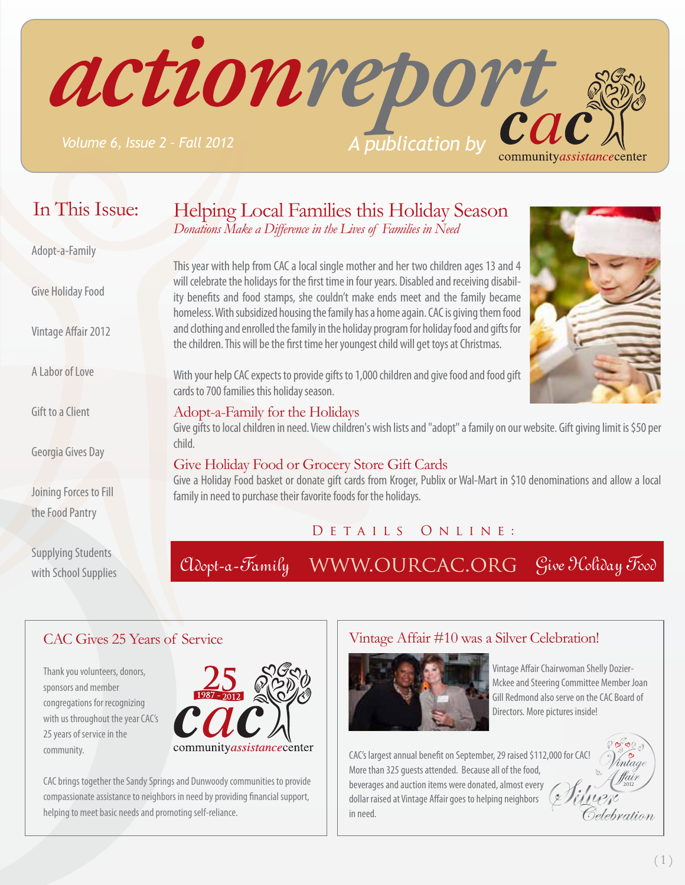# actionreport

*Volume 6, Issue 2 - Fall 2012*

*A publication by* cac communityassistancecenter

## In This Issue:

- Adopt-a-Family
- Give Holiday Food
- Vintage Affair 2012
- A Labor of Love
- Gift to a Client
- Georgia Gives Day
- Joining Forces to Fill the Food Pantry
- Supplying Students with School Supplies

## Helping Local Families this Holiday Season

*Donations Make a Difference in the Lives of Families in Need*

This year with help from CAC a local single mother and her two children ages 13 and 4 will celebrate the holidays for the first time in four years. Disabled and receiving disability benefits and food stamps, she couldn't make ends meet and the family became homeless. With subsidized housing the family has a home again. CAC is giving them food and clothing and enrolled the family in the holiday program for holiday food and gifts for the children. This will be the first time her youngest child will get toys at Christmas.

With your help CAC expects to provide gifts to 1,000 children and give food and food gift cards to 700 families this holiday season.

### Adopt-a-Family for the Holidays

Give gifts to local children in need. View children's wish lists and "adopt" a family on our website. Gift giving limit is $50 per child.

### Give Holiday Food or Grocery Store Gift Cards

Give a Holiday Food basket or donate gift cards from Kroger, Publix or Wal-Mart in $10 denominations and allow a local family in need to purchase their favorite foods for the holidays.

DETAILS ONLINE:

Adopt-a-Family WWW.OURCAC.ORG Give Holiday Food

## CAC Gives 25 Years of Service

Thank you volunteers, donors, sponsors and member congregations for recognizing with us throughout the year CAC's 25 years of service in the community.

25 1987 - 2012 cac communityassistancecenter

CAC brings together the Sandy Springs and Dunwoody communities to provide compassionate assistance to neighbors in need by providing financial support, helping to meet basic needs and promoting self-reliance.

## Vintage Affair #10 was a Silver Celebration!

Vintage Affair Chairwoman Shelly Dozier-Mckee and Steering Committee Member Joan Gill Redmond also serve on the CAC Board of Directors. More pictures inside!

CAC's largest annual benefit on September, 29 raised $112,000 for CAC! More than 325 guests attended. Because all of the food, beverages and auction items were donated, almost every dollar raised at Vintage Affair goes to helping neighbors in need.

Vintage Affair 2012 Silver Celebration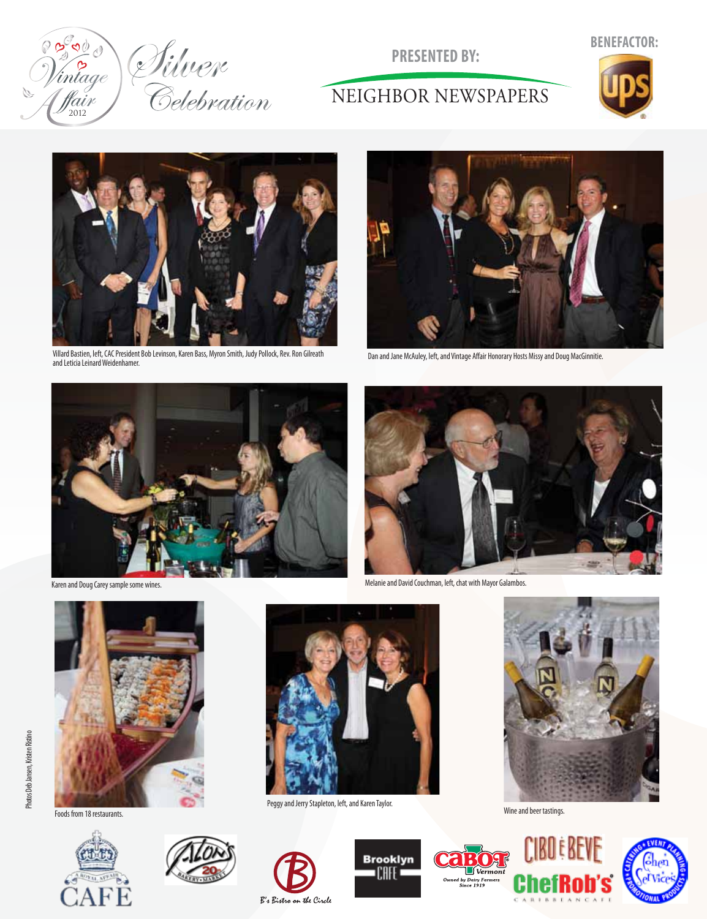Vintage Affair 2012

Silver Celebration

**PRESENTED BY:**

NEIGHBOR NEWSPAPERS

**BENEFACTOR:**

Villard Bastien, left, CAC President Bob Levinson, Karen Bass, Myron Smith, Judy Pollock, Rev. Ron Gilreath and Leticia Leinard Weidenhamer.

Dan and Jane McAuley, left, and Vintage Affair Honorary Hosts Missy and Doug MacGinnitie.

Karen and Doug Carey sample some wines.

Melanie and David Couchman, left, chat with Mayor Galambos.

Foods from 18 restaurants.

Peggy and Jerry Stapleton, left, and Karen Taylor.

Wine and beer tastings.

Photos Deb Jansen, Kristen Ristino

A Royal Affair Café

Alon's Bakery + Market

B's Bistro on the Circle

Brooklyn Café

Cabot Vermont — Owned by Dairy Farmers Since 1919

Cibo e Beve

ChefRob's Caribbean Cafe

Cohen Services — Catering • Event Planning • Promotional Products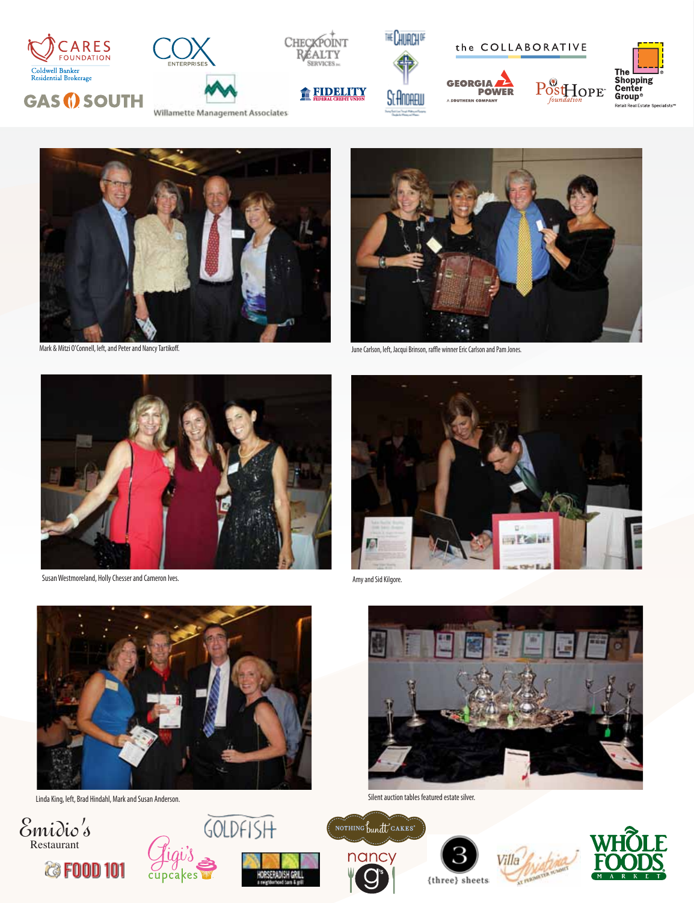Mark & Mitzi O'Connell, left, and Peter and Nancy Tartikoff.

June Carlson, left, Jacqui Brinson, raffle winner Eric Carlson and Pam Jones.

Susan Westmoreland, Holly Chesser and Cameron Ives.

Amy and Sid Kilgore.

Linda King, left, Brad Hindahl, Mark and Susan Anderson.

Silent auction tables featured estate silver.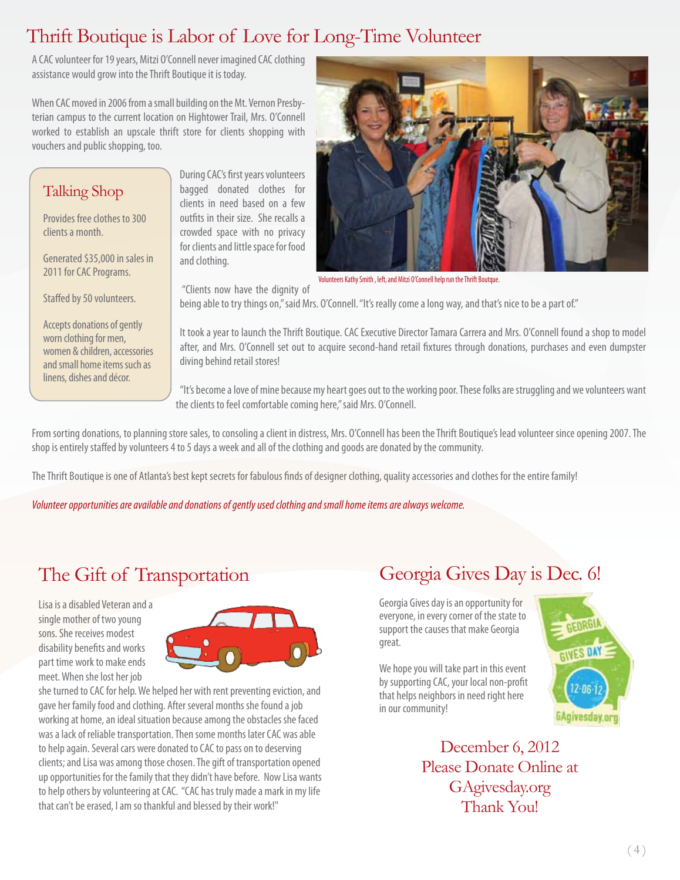## Thrift Boutique is Labor of Love for Long-Time Volunteer

A CAC volunteer for 19 years, Mitzi O'Connell never imagined CAC clothing assistance would grow into the Thrift Boutique it is today.

When CAC moved in 2006 from a small building on the Mt. Vernon Presbyterian campus to the current location on Hightower Trail, Mrs. O'Connell worked to establish an upscale thrift store for clients shopping with vouchers and public shopping, too.

### Talking Shop

Provides free clothes to 300 clients a month.

Generated $35,000 in sales in 2011 for CAC Programs.

Staffed by 50 volunteers.

Accepts donations of gently worn clothing for men, women & children, accessories and small home items such as linens, dishes and décor.

During CAC's first years volunteers bagged donated clothes for clients in need based on a few outfits in their size. She recalls a crowded space with no privacy for clients and little space for food and clothing.

Volunteers Kathy Smith , left, and Mitzi O'Connell help run the Thrift Boutque.

"Clients now have the dignity of being able to try things on," said Mrs. O'Connell. "It's really come a long way, and that's nice to be a part of."

It took a year to launch the Thrift Boutique. CAC Executive Director Tamara Carrera and Mrs. O'Connell found a shop to model after, and Mrs. O'Connell set out to acquire second-hand retail fixtures through donations, purchases and even dumpster diving behind retail stores!

"It's become a love of mine because my heart goes out to the working poor. These folks are struggling and we volunteers want the clients to feel comfortable coming here," said Mrs. O'Connell.

From sorting donations, to planning store sales, to consoling a client in distress, Mrs. O'Connell has been the Thrift Boutique's lead volunteer since opening 2007. The shop is entirely staffed by volunteers 4 to 5 days a week and all of the clothing and goods are donated by the community.

The Thrift Boutique is one of Atlanta's best kept secrets for fabulous finds of designer clothing, quality accessories and clothes for the entire family!

*Volunteer opportunities are available and donations of gently used clothing and small home items are always welcome.*

## The Gift of Transportation

Lisa is a disabled Veteran and a single mother of two young sons. She receives modest disability benefits and works part time work to make ends meet. When she lost her job she turned to CAC for help. We helped her with rent preventing eviction, and gave her family food and clothing. After several months she found a job working at home, an ideal situation because among the obstacles she faced was a lack of reliable transportation. Then some months later CAC was able to help again. Several cars were donated to CAC to pass on to deserving clients; and Lisa was among those chosen. The gift of transportation opened up opportunities for the family that they didn't have before. Now Lisa wants to help others by volunteering at CAC. "CAC has truly made a mark in my life that can't be erased, I am so thankful and blessed by their work!"

## Georgia Gives Day is Dec. 6!

Georgia Gives day is an opportunity for everyone, in every corner of the state to support the causes that make Georgia great.

We hope you will take part in this event by supporting CAC, your local non-profit that helps neighbors in need right here in our community!

December 6, 2012
Please Donate Online at
GAgivesday.org
Thank You!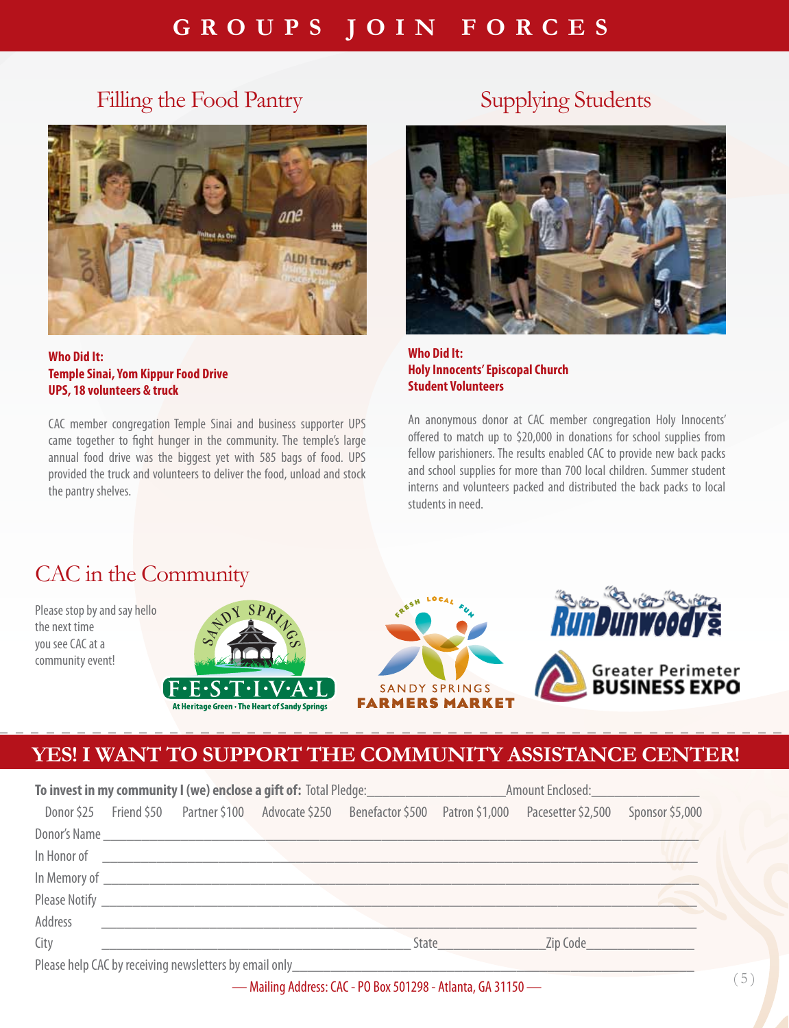# GROUPS JOIN FORCES

## Filling the Food Pantry

**Who Did It:**
**Temple Sinai, Yom Kippur Food Drive**
**UPS, 18 volunteers & truck**

CAC member congregation Temple Sinai and business supporter UPS came together to fight hunger in the community. The temple's large annual food drive was the biggest yet with 585 bags of food. UPS provided the truck and volunteers to deliver the food, unload and stock the pantry shelves.

## Supplying Students

**Who Did It:**
**Holy Innocents' Episcopal Church**
**Student Volunteers**

An anonymous donor at CAC member congregation Holy Innocents' offered to match up to $20,000 in donations for school supplies from fellow parishioners. The results enabled CAC to provide new back packs and school supplies for more than 700 local children. Summer student interns and volunteers packed and distributed the back packs to local students in need.

## CAC in the Community

Please stop by and say hello the next time you see CAC at a community event!

Sandy Springs Festival – At Heritage Green · The Heart of Sandy Springs

Fresh Local Fun – Sandy Springs Farmers Market

RunDunwoody 2012

Greater Perimeter Business Expo

---

## YES! I WANT TO SUPPORT THE COMMUNITY ASSISTANCE CENTER!

**To invest in my community I (we) enclose a gift of:** Total Pledge:__________________ Amount Enclosed:______________

Donor $25 Friend $50 Partner $100 Advocate $250 Benefactor $500 Patron $1,000 Pacesetter $2,500 Sponsor $5,000

Donor's Name ____________________________________________

In Honor of ____________________________________________

In Memory of ____________________________________________

Please Notify ____________________________________________

Address ____________________________________________

City ______________________________ State______________ Zip Code______________

Please help CAC by receiving newsletters by email only______________________________

— Mailing Address: CAC - PO Box 501298 - Atlanta, GA 31150 —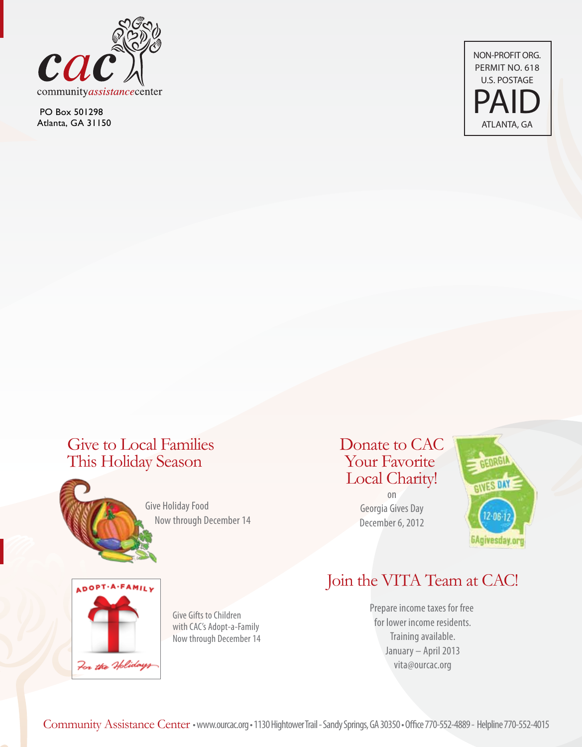cac
community*assistance*center

PO Box 501298
Atlanta, GA 31150

NON-PROFIT ORG.
PERMIT NO. 618
U.S. POSTAGE
PAID
ATLANTA, GA

## Give to Local Families This Holiday Season

Give Holiday Food
Now through December 14

ADOPT·A·FAMILY
For the Holidays

Give Gifts to Children
with CAC's Adopt-a-Family
Now through December 14

## Donate to CAC Your Favorite Local Charity!

on
Georgia Gives Day
December 6, 2012

GEORGIA GIVES DAY 12·06·12 GAgivesday.org

## Join the VITA Team at CAC!

Prepare income taxes for free
for lower income residents.
Training available.
January – April 2013
vita@ourcac.org

Community Assistance Center • www.ourcac.org • 1130 Hightower Trail - Sandy Springs, GA 30350 • Office 770-552-4889 - Helpline 770-552-4015